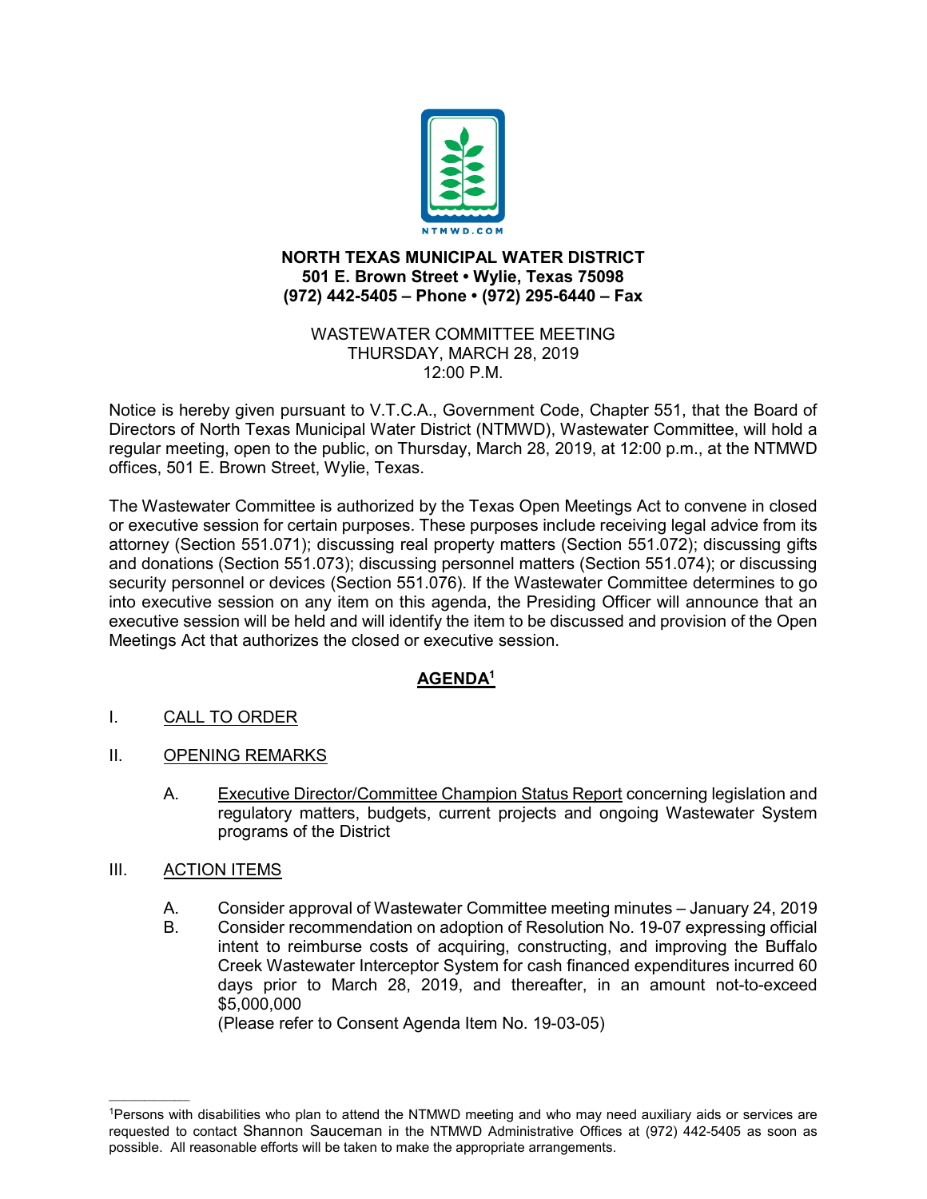NTMWD.COM

**NORTH TEXAS MUNICIPAL WATER DISTRICT**
**501 E. Brown Street • Wylie, Texas 75098**
**(972) 442-5405 – Phone • (972) 295-6440 – Fax**

WASTEWATER COMMITTEE MEETING
THURSDAY, MARCH 28, 2019
12:00 P.M.

Notice is hereby given pursuant to V.T.C.A., Government Code, Chapter 551, that the Board of Directors of North Texas Municipal Water District (NTMWD), Wastewater Committee, will hold a regular meeting, open to the public, on Thursday, March 28, 2019, at 12:00 p.m., at the NTMWD offices, 501 E. Brown Street, Wylie, Texas.

The Wastewater Committee is authorized by the Texas Open Meetings Act to convene in closed or executive session for certain purposes. These purposes include receiving legal advice from its attorney (Section 551.071); discussing real property matters (Section 551.072); discussing gifts and donations (Section 551.073); discussing personnel matters (Section 551.074); or discussing security personnel or devices (Section 551.076). If the Wastewater Committee determines to go into executive session on any item on this agenda, the Presiding Officer will announce that an executive session will be held and will identify the item to be discussed and provision of the Open Meetings Act that authorizes the closed or executive session.

## AGENDA[1]

I. CALL TO ORDER

II. OPENING REMARKS

A. Executive Director/Committee Champion Status Report concerning legislation and regulatory matters, budgets, current projects and ongoing Wastewater System programs of the District

III. ACTION ITEMS

A. Consider approval of Wastewater Committee meeting minutes – January 24, 2019

B. Consider recommendation on adoption of Resolution No. 19-07 expressing official intent to reimburse costs of acquiring, constructing, and improving the Buffalo Creek Wastewater Interceptor System for cash financed expenditures incurred 60 days prior to March 28, 2019, and thereafter, in an amount not-to-exceed $5,000,000
(Please refer to Consent Agenda Item No. 19-03-05)

---

[1]Persons with disabilities who plan to attend the NTMWD meeting and who may need auxiliary aids or services are requested to contact Shannon Sauceman in the NTMWD Administrative Offices at (972) 442-5405 as soon as possible. All reasonable efforts will be taken to make the appropriate arrangements.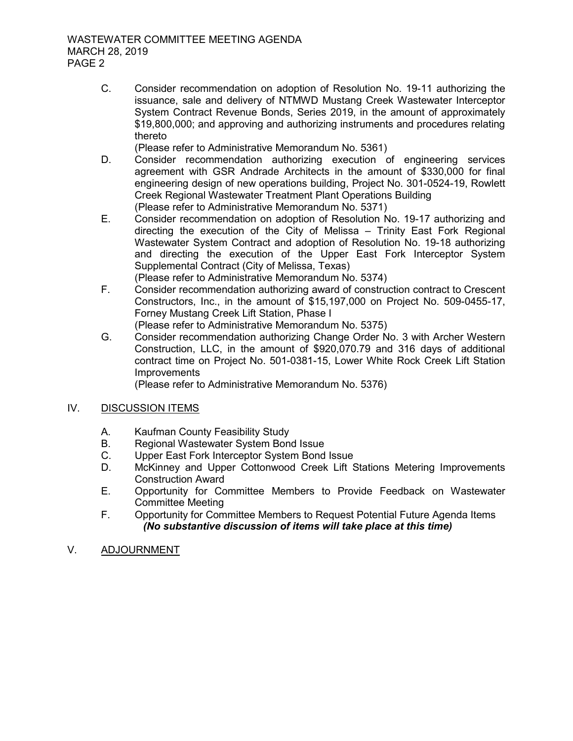C. Consider recommendation on adoption of Resolution No. 19-11 authorizing the issuance, sale and delivery of NTMWD Mustang Creek Wastewater Interceptor System Contract Revenue Bonds, Series 2019, in the amount of approximately $19,800,000; and approving and authorizing instruments and procedures relating thereto
(Please refer to Administrative Memorandum No. 5361)

D. Consider recommendation authorizing execution of engineering services agreement with GSR Andrade Architects in the amount of $330,000 for final engineering design of new operations building, Project No. 301-0524-19, Rowlett Creek Regional Wastewater Treatment Plant Operations Building
(Please refer to Administrative Memorandum No. 5371)

E. Consider recommendation on adoption of Resolution No. 19-17 authorizing and directing the execution of the City of Melissa – Trinity East Fork Regional Wastewater System Contract and adoption of Resolution No. 19-18 authorizing and directing the execution of the Upper East Fork Interceptor System Supplemental Contract (City of Melissa, Texas)
(Please refer to Administrative Memorandum No. 5374)

F. Consider recommendation authorizing award of construction contract to Crescent Constructors, Inc., in the amount of $15,197,000 on Project No. 509-0455-17, Forney Mustang Creek Lift Station, Phase I
(Please refer to Administrative Memorandum No. 5375)

G. Consider recommendation authorizing Change Order No. 3 with Archer Western Construction, LLC, in the amount of $920,070.79 and 316 days of additional contract time on Project No. 501-0381-15, Lower White Rock Creek Lift Station Improvements
(Please refer to Administrative Memorandum No. 5376)

## IV. DISCUSSION ITEMS

A. Kaufman County Feasibility Study

B. Regional Wastewater System Bond Issue

C. Upper East Fork Interceptor System Bond Issue

D. McKinney and Upper Cottonwood Creek Lift Stations Metering Improvements Construction Award

E. Opportunity for Committee Members to Provide Feedback on Wastewater Committee Meeting

F. Opportunity for Committee Members to Request Potential Future Agenda Items
***(No substantive discussion of items will take place at this time)***

## V. ADJOURNMENT